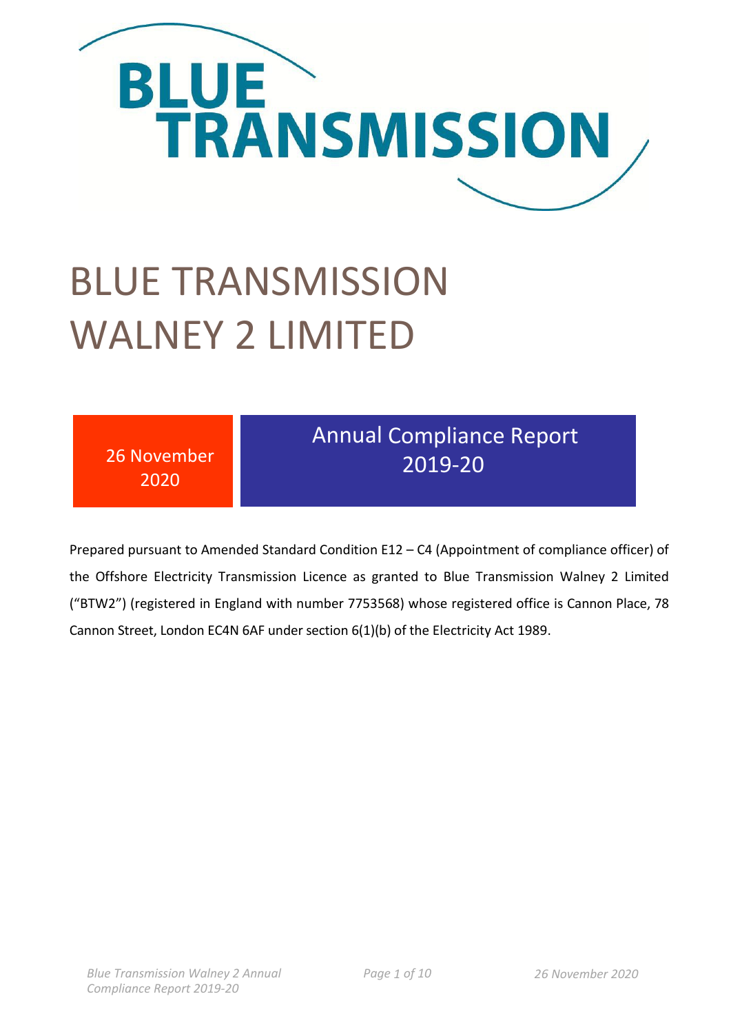BLUE TRANSMISSION

# BLUE TRANSMISSION WALNEY 2 LIMITED

26 November 2020

## Annual Compliance Report 2019-20

Prepared pursuant to Amended Standard Condition E12 – C4 (Appointment of compliance officer) of the Offshore Electricity Transmission Licence as granted to Blue Transmission Walney 2 Limited ("BTW2") (registered in England with number 7753568) whose registered office is Cannon Place, 78 Cannon Street, London EC4N 6AF under section 6(1)(b) of the Electricity Act 1989.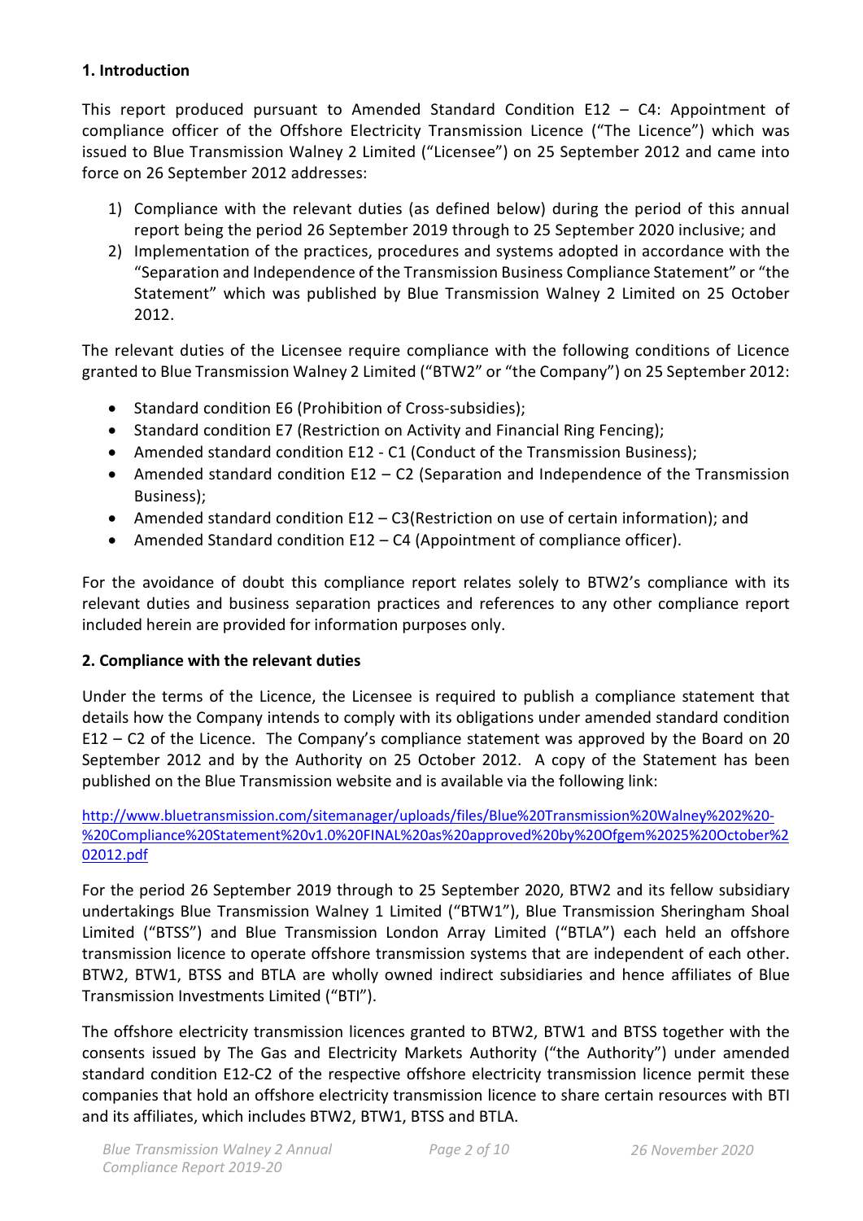## 1. Introduction

This report produced pursuant to Amended Standard Condition E12 – C4: Appointment of compliance officer of the Offshore Electricity Transmission Licence ("The Licence") which was issued to Blue Transmission Walney 2 Limited ("Licensee") on 25 September 2012 and came into force on 26 September 2012 addresses:

1) Compliance with the relevant duties (as defined below) during the period of this annual report being the period 26 September 2019 through to 25 September 2020 inclusive; and
2) Implementation of the practices, procedures and systems adopted in accordance with the "Separation and Independence of the Transmission Business Compliance Statement" or "the Statement" which was published by Blue Transmission Walney 2 Limited on 25 October 2012.

The relevant duties of the Licensee require compliance with the following conditions of Licence granted to Blue Transmission Walney 2 Limited ("BTW2" or "the Company") on 25 September 2012:

- Standard condition E6 (Prohibition of Cross-subsidies);
- Standard condition E7 (Restriction on Activity and Financial Ring Fencing);
- Amended standard condition E12 - C1 (Conduct of the Transmission Business);
- Amended standard condition E12 – C2 (Separation and Independence of the Transmission Business);
- Amended standard condition E12 – C3(Restriction on use of certain information); and
- Amended Standard condition E12 – C4 (Appointment of compliance officer).

For the avoidance of doubt this compliance report relates solely to BTW2's compliance with its relevant duties and business separation practices and references to any other compliance report included herein are provided for information purposes only.

## 2. Compliance with the relevant duties

Under the terms of the Licence, the Licensee is required to publish a compliance statement that details how the Company intends to comply with its obligations under amended standard condition E12 – C2 of the Licence. The Company's compliance statement was approved by the Board on 20 September 2012 and by the Authority on 25 October 2012. A copy of the Statement has been published on the Blue Transmission website and is available via the following link:

http://www.bluetransmission.com/sitemanager/uploads/files/Blue%20Transmission%20Walney%202%20-%20Compliance%20Statement%20v1.0%20FINAL%20as%20approved%20by%20Ofgem%2025%20October%202012.pdf

For the period 26 September 2019 through to 25 September 2020, BTW2 and its fellow subsidiary undertakings Blue Transmission Walney 1 Limited ("BTW1"), Blue Transmission Sheringham Shoal Limited ("BTSS") and Blue Transmission London Array Limited ("BTLA") each held an offshore transmission licence to operate offshore transmission systems that are independent of each other. BTW2, BTW1, BTSS and BTLA are wholly owned indirect subsidiaries and hence affiliates of Blue Transmission Investments Limited ("BTI").

The offshore electricity transmission licences granted to BTW2, BTW1 and BTSS together with the consents issued by The Gas and Electricity Markets Authority ("the Authority") under amended standard condition E12-C2 of the respective offshore electricity transmission licence permit these companies that hold an offshore electricity transmission licence to share certain resources with BTI and its affiliates, which includes BTW2, BTW1, BTSS and BTLA.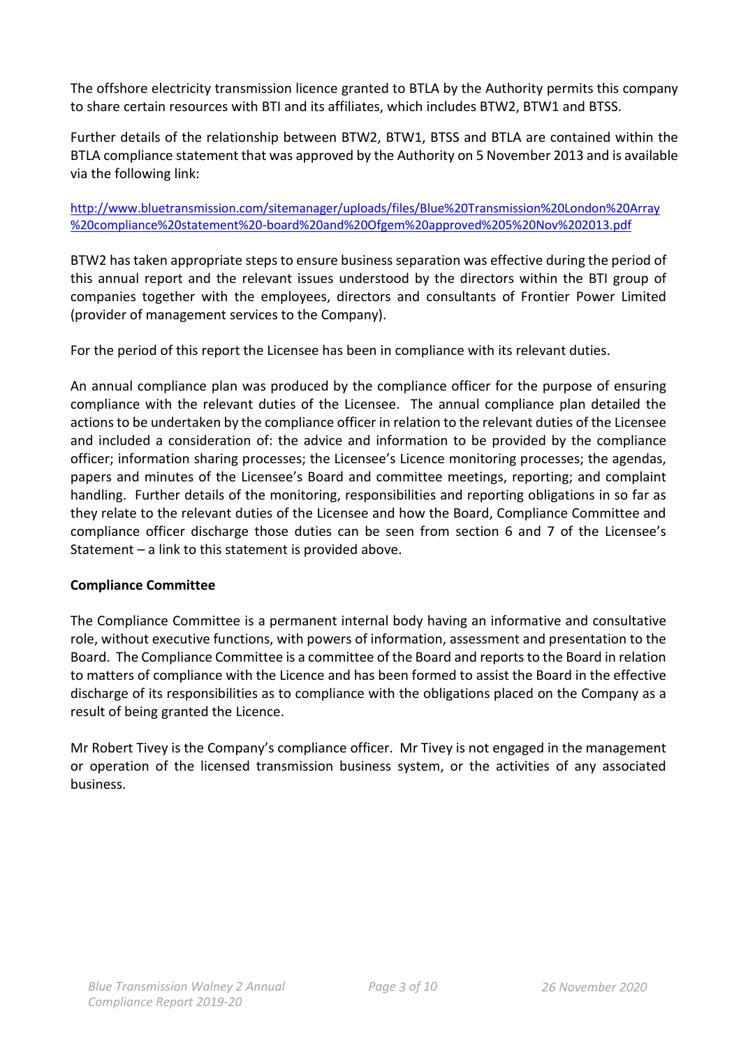The offshore electricity transmission licence granted to BTLA by the Authority permits this company to share certain resources with BTI and its affiliates, which includes BTW2, BTW1 and BTSS.

Further details of the relationship between BTW2, BTW1, BTSS and BTLA are contained within the BTLA compliance statement that was approved by the Authority on 5 November 2013 and is available via the following link:

http://www.bluetransmission.com/sitemanager/uploads/files/Blue%20Transmission%20London%20Array%20compliance%20statement%20-board%20and%20Ofgem%20approved%205%20Nov%202013.pdf

BTW2 has taken appropriate steps to ensure business separation was effective during the period of this annual report and the relevant issues understood by the directors within the BTI group of companies together with the employees, directors and consultants of Frontier Power Limited (provider of management services to the Company).

For the period of this report the Licensee has been in compliance with its relevant duties.

An annual compliance plan was produced by the compliance officer for the purpose of ensuring compliance with the relevant duties of the Licensee. The annual compliance plan detailed the actions to be undertaken by the compliance officer in relation to the relevant duties of the Licensee and included a consideration of: the advice and information to be provided by the compliance officer; information sharing processes; the Licensee's Licence monitoring processes; the agendas, papers and minutes of the Licensee's Board and committee meetings, reporting; and complaint handling. Further details of the monitoring, responsibilities and reporting obligations in so far as they relate to the relevant duties of the Licensee and how the Board, Compliance Committee and compliance officer discharge those duties can be seen from section 6 and 7 of the Licensee's Statement – a link to this statement is provided above.

**Compliance Committee**

The Compliance Committee is a permanent internal body having an informative and consultative role, without executive functions, with powers of information, assessment and presentation to the Board. The Compliance Committee is a committee of the Board and reports to the Board in relation to matters of compliance with the Licence and has been formed to assist the Board in the effective discharge of its responsibilities as to compliance with the obligations placed on the Company as a result of being granted the Licence.

Mr Robert Tivey is the Company's compliance officer. Mr Tivey is not engaged in the management or operation of the licensed transmission business system, or the activities of any associated business.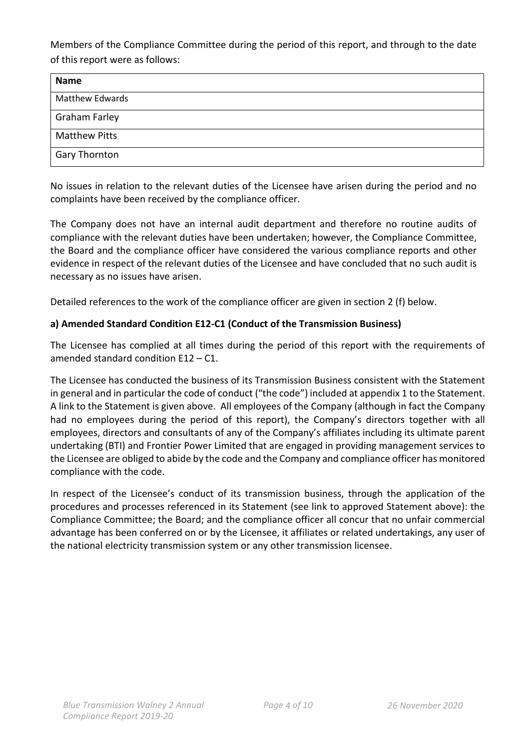Members of the Compliance Committee during the period of this report, and through to the date of this report were as follows:

| Name |
| --- |
| Matthew Edwards |
| Graham Farley |
| Matthew Pitts |
| Gary Thornton |

No issues in relation to the relevant duties of the Licensee have arisen during the period and no complaints have been received by the compliance officer.

The Company does not have an internal audit department and therefore no routine audits of compliance with the relevant duties have been undertaken; however, the Compliance Committee, the Board and the compliance officer have considered the various compliance reports and other evidence in respect of the relevant duties of the Licensee and have concluded that no such audit is necessary as no issues have arisen.

Detailed references to the work of the compliance officer are given in section 2 (f) below.

**a) Amended Standard Condition E12-C1 (Conduct of the Transmission Business)**

The Licensee has complied at all times during the period of this report with the requirements of amended standard condition E12 – C1.

The Licensee has conducted the business of its Transmission Business consistent with the Statement in general and in particular the code of conduct ("the code") included at appendix 1 to the Statement. A link to the Statement is given above. All employees of the Company (although in fact the Company had no employees during the period of this report), the Company's directors together with all employees, directors and consultants of any of the Company's affiliates including its ultimate parent undertaking (BTI) and Frontier Power Limited that are engaged in providing management services to the Licensee are obliged to abide by the code and the Company and compliance officer has monitored compliance with the code.

In respect of the Licensee's conduct of its transmission business, through the application of the procedures and processes referenced in its Statement (see link to approved Statement above): the Compliance Committee; the Board; and the compliance officer all concur that no unfair commercial advantage has been conferred on or by the Licensee, it affiliates or related undertakings, any user of the national electricity transmission system or any other transmission licensee.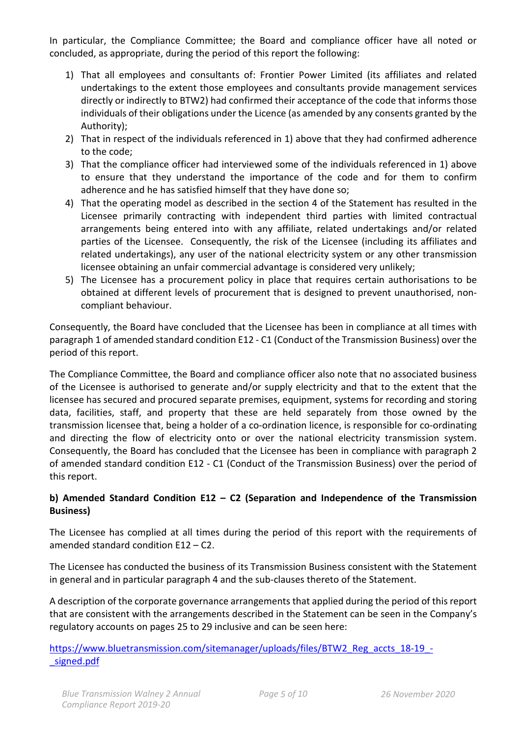In particular, the Compliance Committee; the Board and compliance officer have all noted or concluded, as appropriate, during the period of this report the following:

1) That all employees and consultants of: Frontier Power Limited (its affiliates and related undertakings to the extent those employees and consultants provide management services directly or indirectly to BTW2) had confirmed their acceptance of the code that informs those individuals of their obligations under the Licence (as amended by any consents granted by the Authority);
2) That in respect of the individuals referenced in 1) above that they had confirmed adherence to the code;
3) That the compliance officer had interviewed some of the individuals referenced in 1) above to ensure that they understand the importance of the code and for them to confirm adherence and he has satisfied himself that they have done so;
4) That the operating model as described in the section 4 of the Statement has resulted in the Licensee primarily contracting with independent third parties with limited contractual arrangements being entered into with any affiliate, related undertakings and/or related parties of the Licensee. Consequently, the risk of the Licensee (including its affiliates and related undertakings), any user of the national electricity system or any other transmission licensee obtaining an unfair commercial advantage is considered very unlikely;
5) The Licensee has a procurement policy in place that requires certain authorisations to be obtained at different levels of procurement that is designed to prevent unauthorised, non-compliant behaviour.

Consequently, the Board have concluded that the Licensee has been in compliance at all times with paragraph 1 of amended standard condition E12 - C1 (Conduct of the Transmission Business) over the period of this report.

The Compliance Committee, the Board and compliance officer also note that no associated business of the Licensee is authorised to generate and/or supply electricity and that to the extent that the licensee has secured and procured separate premises, equipment, systems for recording and storing data, facilities, staff, and property that these are held separately from those owned by the transmission licensee that, being a holder of a co-ordination licence, is responsible for co-ordinating and directing the flow of electricity onto or over the national electricity transmission system. Consequently, the Board has concluded that the Licensee has been in compliance with paragraph 2 of amended standard condition E12 - C1 (Conduct of the Transmission Business) over the period of this report.

**b) Amended Standard Condition E12 – C2 (Separation and Independence of the Transmission Business)**

The Licensee has complied at all times during the period of this report with the requirements of amended standard condition E12 – C2.

The Licensee has conducted the business of its Transmission Business consistent with the Statement in general and in particular paragraph 4 and the sub-clauses thereto of the Statement.

A description of the corporate governance arrangements that applied during the period of this report that are consistent with the arrangements described in the Statement can be seen in the Company's regulatory accounts on pages 25 to 29 inclusive and can be seen here:

https://www.bluetransmission.com/sitemanager/uploads/files/BTW2_Reg_accts_18-19_-_signed.pdf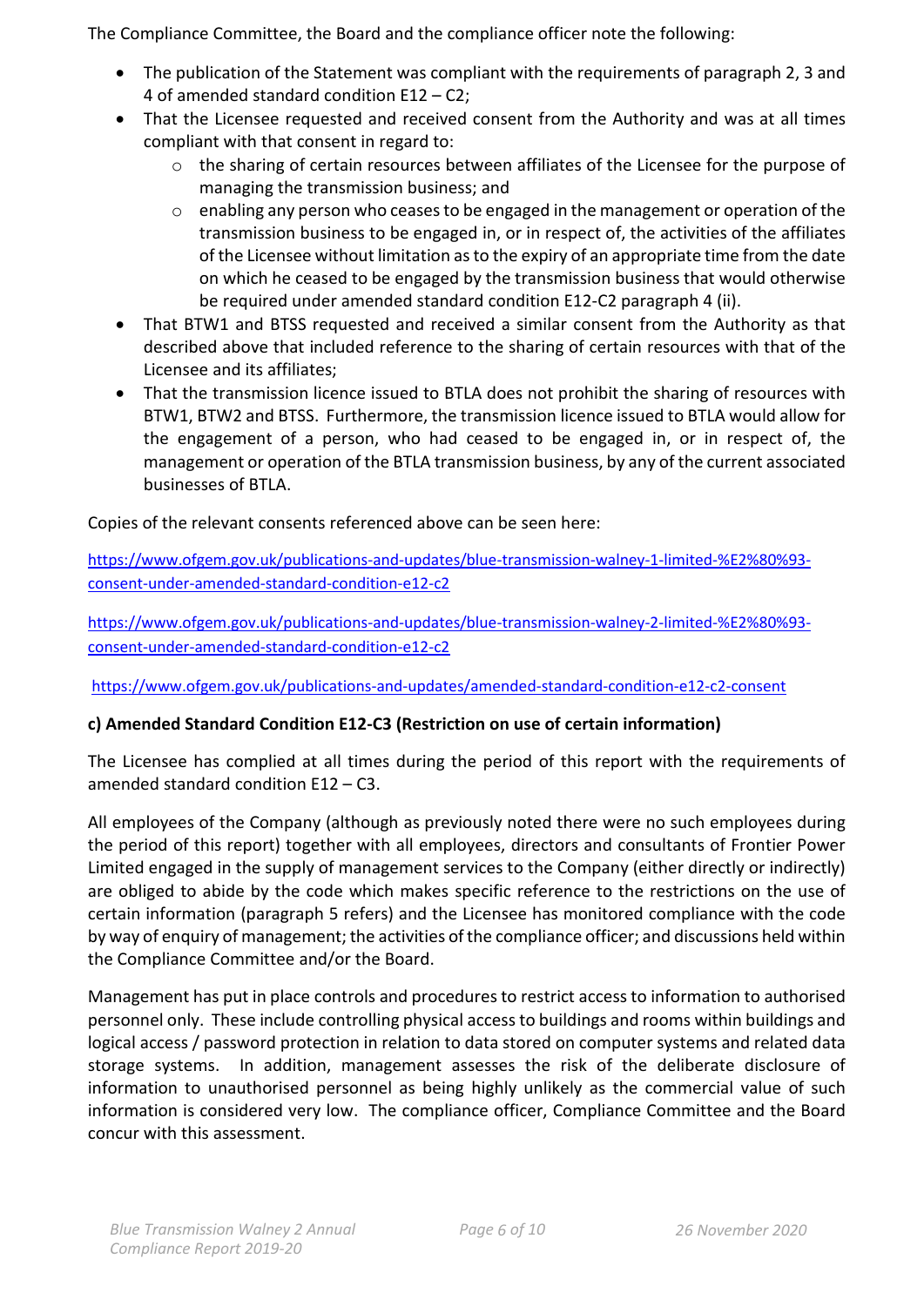The Compliance Committee, the Board and the compliance officer note the following:

- The publication of the Statement was compliant with the requirements of paragraph 2, 3 and 4 of amended standard condition E12 – C2;
- That the Licensee requested and received consent from the Authority and was at all times compliant with that consent in regard to:
  - the sharing of certain resources between affiliates of the Licensee for the purpose of managing the transmission business; and
  - enabling any person who ceases to be engaged in the management or operation of the transmission business to be engaged in, or in respect of, the activities of the affiliates of the Licensee without limitation as to the expiry of an appropriate time from the date on which he ceased to be engaged by the transmission business that would otherwise be required under amended standard condition E12-C2 paragraph 4 (ii).
- That BTW1 and BTSS requested and received a similar consent from the Authority as that described above that included reference to the sharing of certain resources with that of the Licensee and its affiliates;
- That the transmission licence issued to BTLA does not prohibit the sharing of resources with BTW1, BTW2 and BTSS. Furthermore, the transmission licence issued to BTLA would allow for the engagement of a person, who had ceased to be engaged in, or in respect of, the management or operation of the BTLA transmission business, by any of the current associated businesses of BTLA.

Copies of the relevant consents referenced above can be seen here:

https://www.ofgem.gov.uk/publications-and-updates/blue-transmission-walney-1-limited-%E2%80%93-consent-under-amended-standard-condition-e12-c2

https://www.ofgem.gov.uk/publications-and-updates/blue-transmission-walney-2-limited-%E2%80%93-consent-under-amended-standard-condition-e12-c2

https://www.ofgem.gov.uk/publications-and-updates/amended-standard-condition-e12-c2-consent

#### c) Amended Standard Condition E12-C3 (Restriction on use of certain information)

The Licensee has complied at all times during the period of this report with the requirements of amended standard condition E12 – C3.

All employees of the Company (although as previously noted there were no such employees during the period of this report) together with all employees, directors and consultants of Frontier Power Limited engaged in the supply of management services to the Company (either directly or indirectly) are obliged to abide by the code which makes specific reference to the restrictions on the use of certain information (paragraph 5 refers) and the Licensee has monitored compliance with the code by way of enquiry of management; the activities of the compliance officer; and discussions held within the Compliance Committee and/or the Board.

Management has put in place controls and procedures to restrict access to information to authorised personnel only. These include controlling physical access to buildings and rooms within buildings and logical access / password protection in relation to data stored on computer systems and related data storage systems. In addition, management assesses the risk of the deliberate disclosure of information to unauthorised personnel as being highly unlikely as the commercial value of such information is considered very low. The compliance officer, Compliance Committee and the Board concur with this assessment.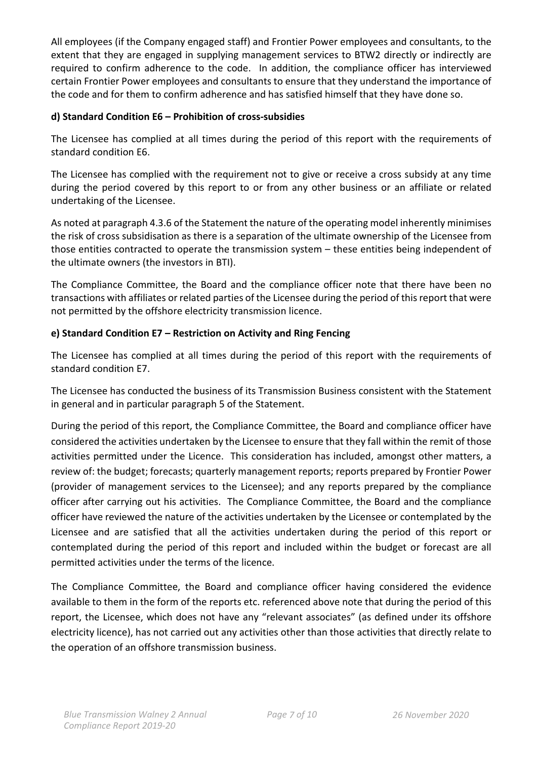All employees (if the Company engaged staff) and Frontier Power employees and consultants, to the extent that they are engaged in supplying management services to BTW2 directly or indirectly are required to confirm adherence to the code. In addition, the compliance officer has interviewed certain Frontier Power employees and consultants to ensure that they understand the importance of the code and for them to confirm adherence and has satisfied himself that they have done so.

**d) Standard Condition E6 – Prohibition of cross-subsidies**

The Licensee has complied at all times during the period of this report with the requirements of standard condition E6.

The Licensee has complied with the requirement not to give or receive a cross subsidy at any time during the period covered by this report to or from any other business or an affiliate or related undertaking of the Licensee.

As noted at paragraph 4.3.6 of the Statement the nature of the operating model inherently minimises the risk of cross subsidisation as there is a separation of the ultimate ownership of the Licensee from those entities contracted to operate the transmission system – these entities being independent of the ultimate owners (the investors in BTI).

The Compliance Committee, the Board and the compliance officer note that there have been no transactions with affiliates or related parties of the Licensee during the period of this report that were not permitted by the offshore electricity transmission licence.

**e) Standard Condition E7 – Restriction on Activity and Ring Fencing**

The Licensee has complied at all times during the period of this report with the requirements of standard condition E7.

The Licensee has conducted the business of its Transmission Business consistent with the Statement in general and in particular paragraph 5 of the Statement.

During the period of this report, the Compliance Committee, the Board and compliance officer have considered the activities undertaken by the Licensee to ensure that they fall within the remit of those activities permitted under the Licence. This consideration has included, amongst other matters, a review of: the budget; forecasts; quarterly management reports; reports prepared by Frontier Power (provider of management services to the Licensee); and any reports prepared by the compliance officer after carrying out his activities. The Compliance Committee, the Board and the compliance officer have reviewed the nature of the activities undertaken by the Licensee or contemplated by the Licensee and are satisfied that all the activities undertaken during the period of this report or contemplated during the period of this report and included within the budget or forecast are all permitted activities under the terms of the licence.

The Compliance Committee, the Board and compliance officer having considered the evidence available to them in the form of the reports etc. referenced above note that during the period of this report, the Licensee, which does not have any "relevant associates" (as defined under its offshore electricity licence), has not carried out any activities other than those activities that directly relate to the operation of an offshore transmission business.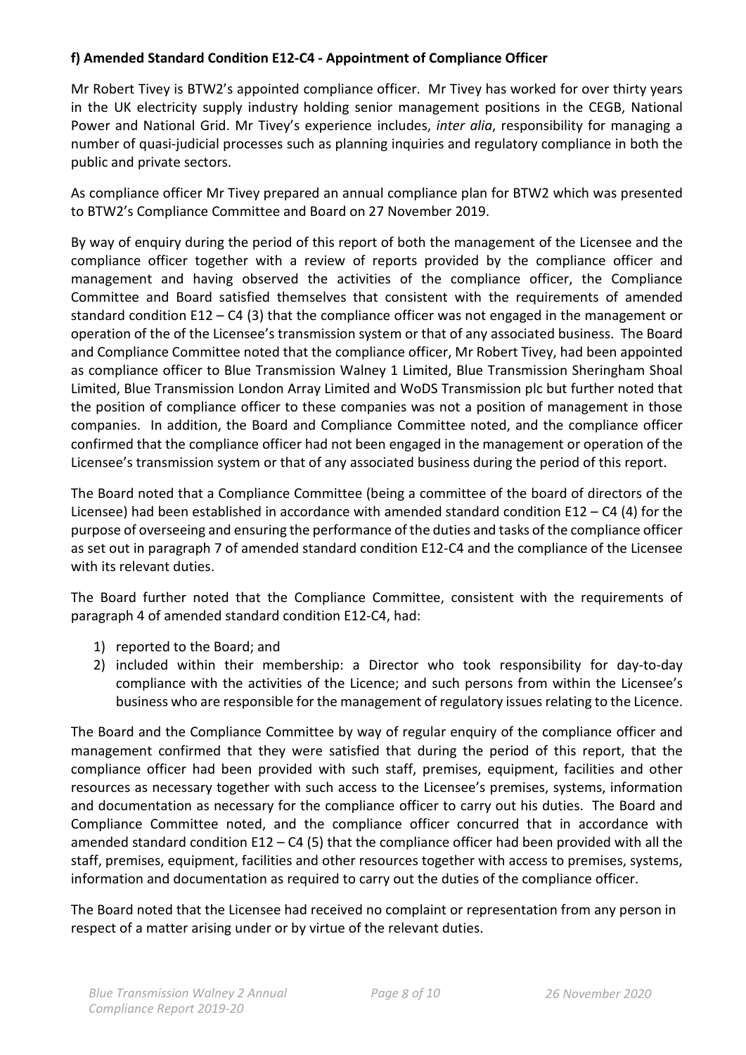**f) Amended Standard Condition E12-C4 - Appointment of Compliance Officer**

Mr Robert Tivey is BTW2's appointed compliance officer. Mr Tivey has worked for over thirty years in the UK electricity supply industry holding senior management positions in the CEGB, National Power and National Grid. Mr Tivey's experience includes, *inter alia*, responsibility for managing a number of quasi-judicial processes such as planning inquiries and regulatory compliance in both the public and private sectors.

As compliance officer Mr Tivey prepared an annual compliance plan for BTW2 which was presented to BTW2's Compliance Committee and Board on 27 November 2019.

By way of enquiry during the period of this report of both the management of the Licensee and the compliance officer together with a review of reports provided by the compliance officer and management and having observed the activities of the compliance officer, the Compliance Committee and Board satisfied themselves that consistent with the requirements of amended standard condition E12 – C4 (3) that the compliance officer was not engaged in the management or operation of the of the Licensee's transmission system or that of any associated business. The Board and Compliance Committee noted that the compliance officer, Mr Robert Tivey, had been appointed as compliance officer to Blue Transmission Walney 1 Limited, Blue Transmission Sheringham Shoal Limited, Blue Transmission London Array Limited and WoDS Transmission plc but further noted that the position of compliance officer to these companies was not a position of management in those companies. In addition, the Board and Compliance Committee noted, and the compliance officer confirmed that the compliance officer had not been engaged in the management or operation of the Licensee's transmission system or that of any associated business during the period of this report.

The Board noted that a Compliance Committee (being a committee of the board of directors of the Licensee) had been established in accordance with amended standard condition E12 – C4 (4) for the purpose of overseeing and ensuring the performance of the duties and tasks of the compliance officer as set out in paragraph 7 of amended standard condition E12-C4 and the compliance of the Licensee with its relevant duties.

The Board further noted that the Compliance Committee, consistent with the requirements of paragraph 4 of amended standard condition E12-C4, had:

1) reported to the Board; and
2) included within their membership: a Director who took responsibility for day-to-day compliance with the activities of the Licence; and such persons from within the Licensee's business who are responsible for the management of regulatory issues relating to the Licence.

The Board and the Compliance Committee by way of regular enquiry of the compliance officer and management confirmed that they were satisfied that during the period of this report, that the compliance officer had been provided with such staff, premises, equipment, facilities and other resources as necessary together with such access to the Licensee's premises, systems, information and documentation as necessary for the compliance officer to carry out his duties. The Board and Compliance Committee noted, and the compliance officer concurred that in accordance with amended standard condition E12 – C4 (5) that the compliance officer had been provided with all the staff, premises, equipment, facilities and other resources together with access to premises, systems, information and documentation as required to carry out the duties of the compliance officer.

The Board noted that the Licensee had received no complaint or representation from any person in respect of a matter arising under or by virtue of the relevant duties.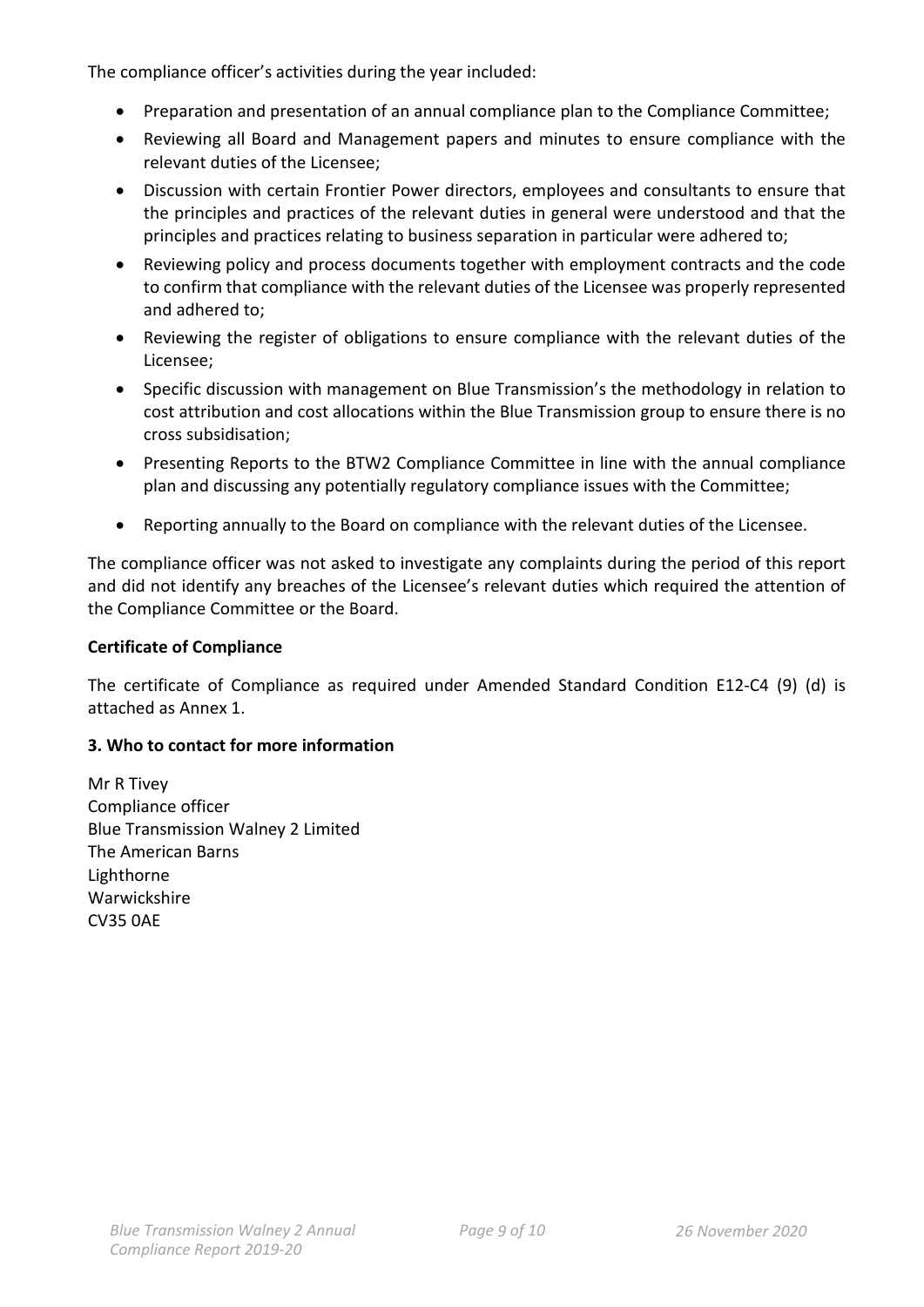The compliance officer's activities during the year included:

- Preparation and presentation of an annual compliance plan to the Compliance Committee;
- Reviewing all Board and Management papers and minutes to ensure compliance with the relevant duties of the Licensee;
- Discussion with certain Frontier Power directors, employees and consultants to ensure that the principles and practices of the relevant duties in general were understood and that the principles and practices relating to business separation in particular were adhered to;
- Reviewing policy and process documents together with employment contracts and the code to confirm that compliance with the relevant duties of the Licensee was properly represented and adhered to;
- Reviewing the register of obligations to ensure compliance with the relevant duties of the Licensee;
- Specific discussion with management on Blue Transmission's the methodology in relation to cost attribution and cost allocations within the Blue Transmission group to ensure there is no cross subsidisation;
- Presenting Reports to the BTW2 Compliance Committee in line with the annual compliance plan and discussing any potentially regulatory compliance issues with the Committee;
- Reporting annually to the Board on compliance with the relevant duties of the Licensee.

The compliance officer was not asked to investigate any complaints during the period of this report and did not identify any breaches of the Licensee's relevant duties which required the attention of the Compliance Committee or the Board.

**Certificate of Compliance**

The certificate of Compliance as required under Amended Standard Condition E12-C4 (9) (d) is attached as Annex 1.

**3. Who to contact for more information**

Mr R Tivey
Compliance officer
Blue Transmission Walney 2 Limited
The American Barns
Lighthorne
Warwickshire
CV35 0AE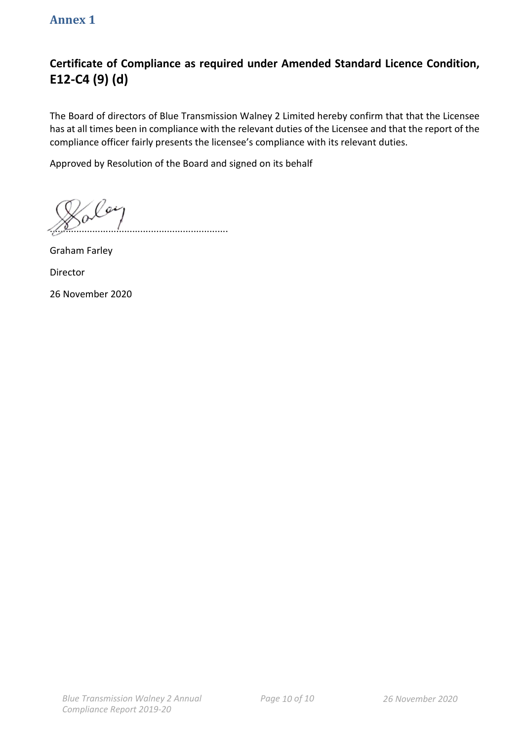## Annex 1

### Certificate of Compliance as required under Amended Standard Licence Condition, E12-C4 (9) (d)

The Board of directors of Blue Transmission Walney 2 Limited hereby confirm that that the Licensee has at all times been in compliance with the relevant duties of the Licensee and that the report of the compliance officer fairly presents the licensee's compliance with its relevant duties.

Approved by Resolution of the Board and signed on its behalf

..................................................................

Graham Farley

Director

26 November 2020